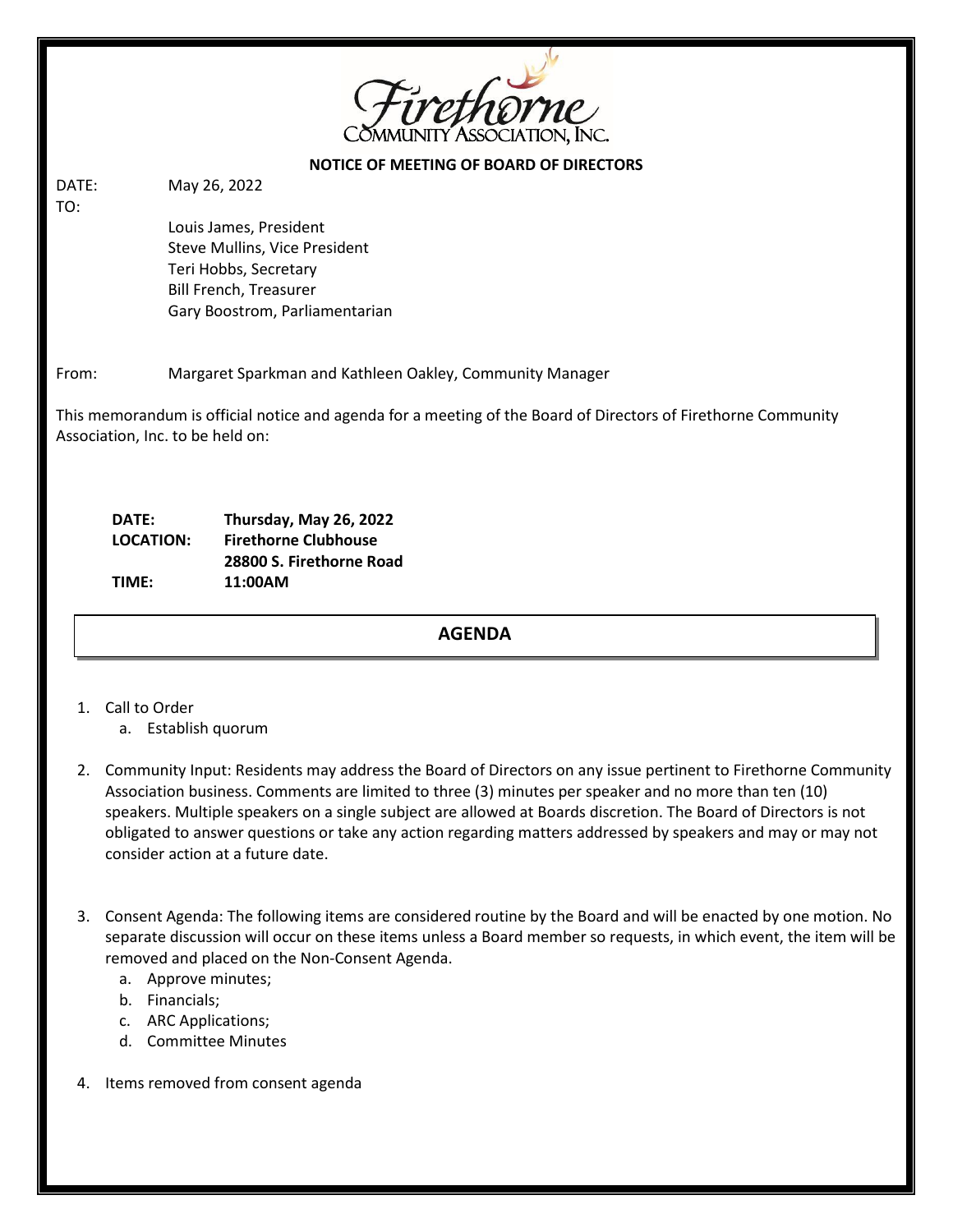Firethorne Community Association, Inc.

**NOTICE OF MEETING OF BOARD OF DIRECTORS**

DATE: May 26, 2022

TO:

Louis James, President
Steve Mullins, Vice President
Teri Hobbs, Secretary
Bill French, Treasurer
Gary Boostrom, Parliamentarian

From: Margaret Sparkman and Kathleen Oakley, Community Manager

This memorandum is official notice and agenda for a meeting of the Board of Directors of Firethorne Community Association, Inc. to be held on:

**DATE:** **Thursday, May 26, 2022**
**LOCATION:** **Firethorne Clubhouse**
**28800 S. Firethorne Road**
**TIME:** **11:00AM**

## AGENDA

1. Call to Order
   a. Establish quorum

2. Community Input: Residents may address the Board of Directors on any issue pertinent to Firethorne Community Association business. Comments are limited to three (3) minutes per speaker and no more than ten (10) speakers. Multiple speakers on a single subject are allowed at Boards discretion. The Board of Directors is not obligated to answer questions or take any action regarding matters addressed by speakers and may or may not consider action at a future date.

3. Consent Agenda: The following items are considered routine by the Board and will be enacted by one motion. No separate discussion will occur on these items unless a Board member so requests, in which event, the item will be removed and placed on the Non-Consent Agenda.
   a. Approve minutes;
   b. Financials;
   c. ARC Applications;
   d. Committee Minutes

4. Items removed from consent agenda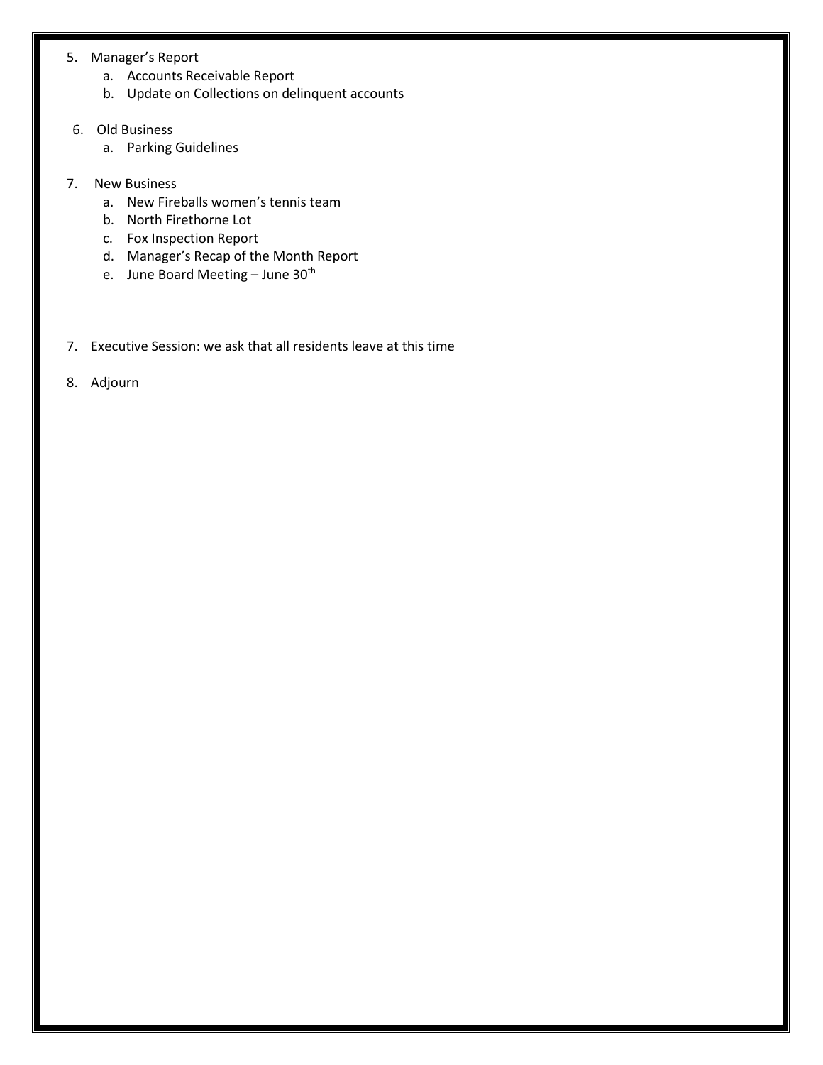5. Manager's Report
    a. Accounts Receivable Report
    b. Update on Collections on delinquent accounts

6. Old Business
    a. Parking Guidelines

7. New Business
    a. New Fireballs women's tennis team
    b. North Firethorne Lot
    c. Fox Inspection Report
    d. Manager's Recap of the Month Report
    e. June Board Meeting – June 30th

7. Executive Session: we ask that all residents leave at this time

8. Adjourn